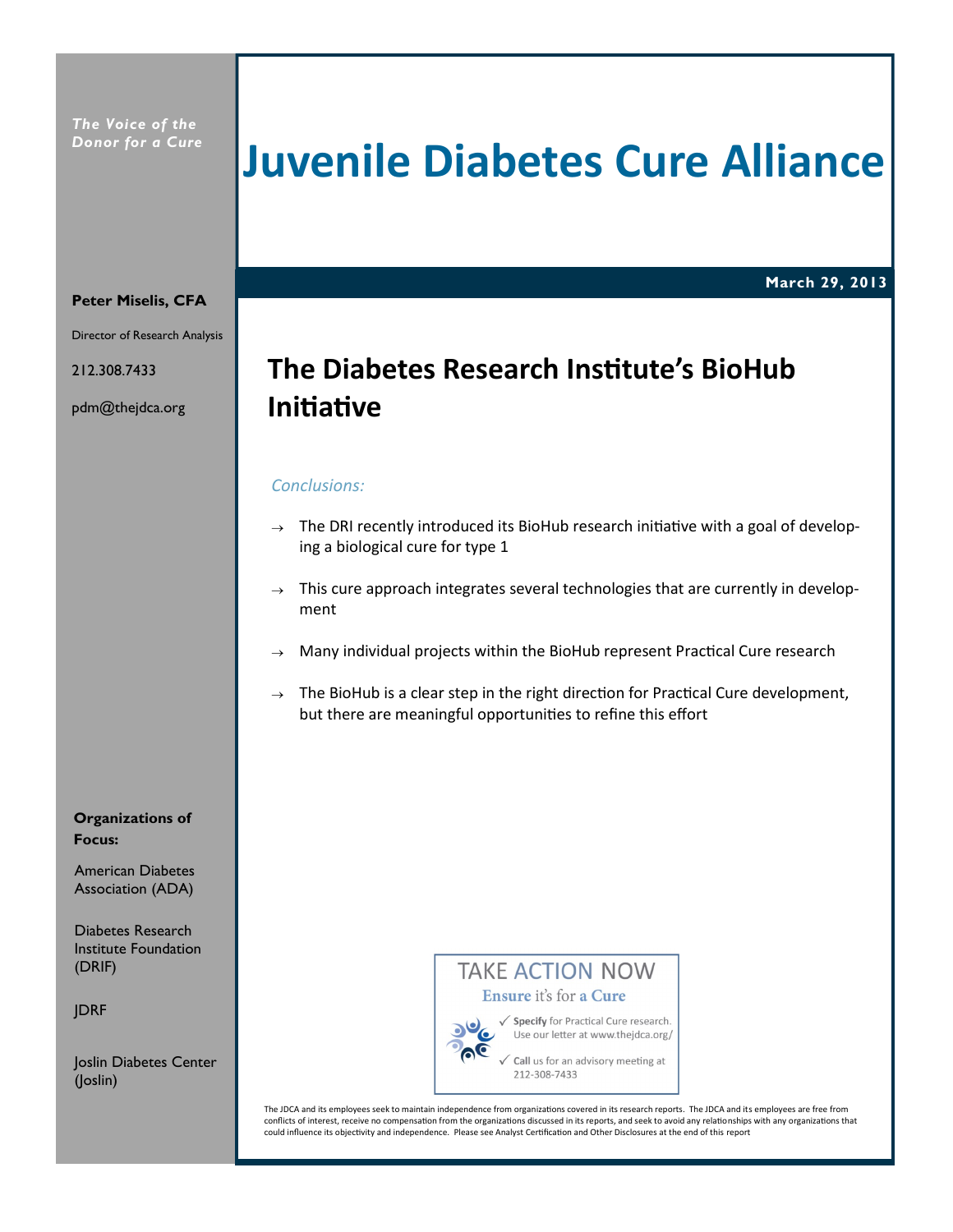*The Voice of the Donor for a Cure*

# Juvenile Diabetes Cure Alliance

**March 29, 2013**

**Peter Miselis, CFA**

Director of Research Analysis

212.308.7433

pdm@thejdca.org

## The Diabetes Research Institute's BioHub Initiative

*Conclusions:*

→ The DRI recently introduced its BioHub research initiative with a goal of developing a biological cure for type 1

→ This cure approach integrates several technologies that are currently in development

→ Many individual projects within the BioHub represent Practical Cure research

→ The BioHub is a clear step in the right direction for Practical Cure development, but there are meaningful opportunities to refine this effort

**Organizations of Focus:**

American Diabetes Association (ADA)

Diabetes Research Institute Foundation (DRIF)

JDRF

Joslin Diabetes Center (Joslin)

TAKE ACTION NOW

**Ensure** it's for **a Cure**

✓ **Specify** for Practical Cure research. Use our letter at www.thejdca.org/

✓ **Call** us for an advisory meeting at 212-308-7433

The JDCA and its employees seek to maintain independence from organizations covered in its research reports. The JDCA and its employees are free from conflicts of interest, receive no compensation from the organizations discussed in its reports, and seek to avoid any relationships with any organizations that could influence its objectivity and independence. Please see Analyst Certification and Other Disclosures at the end of this report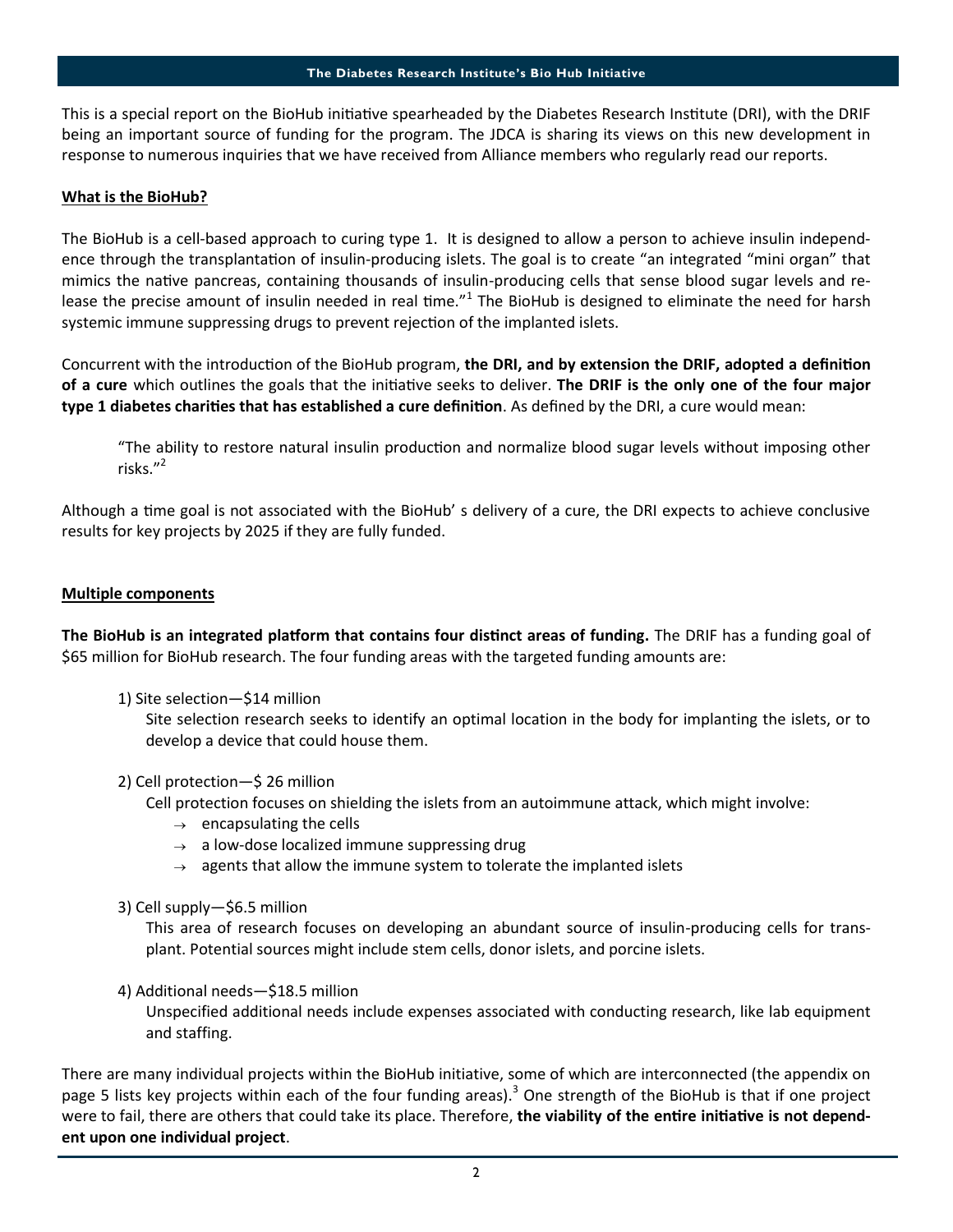This is a special report on the BioHub initiative spearheaded by the Diabetes Research Institute (DRI), with the DRIF being an important source of funding for the program. The JDCA is sharing its views on this new development in response to numerous inquiries that we have received from Alliance members who regularly read our reports.

**What is the BioHub?**

The BioHub is a cell-based approach to curing type 1. It is designed to allow a person to achieve insulin independence through the transplantation of insulin-producing islets. The goal is to create "an integrated "mini organ" that mimics the native pancreas, containing thousands of insulin-producing cells that sense blood sugar levels and release the precise amount of insulin needed in real time."[1] The BioHub is designed to eliminate the need for harsh systemic immune suppressing drugs to prevent rejection of the implanted islets.

Concurrent with the introduction of the BioHub program, **the DRI, and by extension the DRIF, adopted a definition of a cure** which outlines the goals that the initiative seeks to deliver. **The DRIF is the only one of the four major type 1 diabetes charities that has established a cure definition**. As defined by the DRI, a cure would mean:

> "The ability to restore natural insulin production and normalize blood sugar levels without imposing other risks."[2]

Although a time goal is not associated with the BioHub' s delivery of a cure, the DRI expects to achieve conclusive results for key projects by 2025 if they are fully funded.

**Multiple components**

**The BioHub is an integrated platform that contains four distinct areas of funding.** The DRIF has a funding goal of $65 million for BioHub research. The four funding areas with the targeted funding amounts are:

1) Site selection—$14 million
   Site selection research seeks to identify an optimal location in the body for implanting the islets, or to develop a device that could house them.

2) Cell protection—$ 26 million
   Cell protection focuses on shielding the islets from an autoimmune attack, which might involve:
   - encapsulating the cells
   - a low-dose localized immune suppressing drug
   - agents that allow the immune system to tolerate the implanted islets

3) Cell supply—$6.5 million
   This area of research focuses on developing an abundant source of insulin-producing cells for transplant. Potential sources might include stem cells, donor islets, and porcine islets.

4) Additional needs—$18.5 million
   Unspecified additional needs include expenses associated with conducting research, like lab equipment and staffing.

There are many individual projects within the BioHub initiative, some of which are interconnected (the appendix on page 5 lists key projects within each of the four funding areas).[3] One strength of the BioHub is that if one project were to fail, there are others that could take its place. Therefore, **the viability of the entire initiative is not dependent upon one individual project**.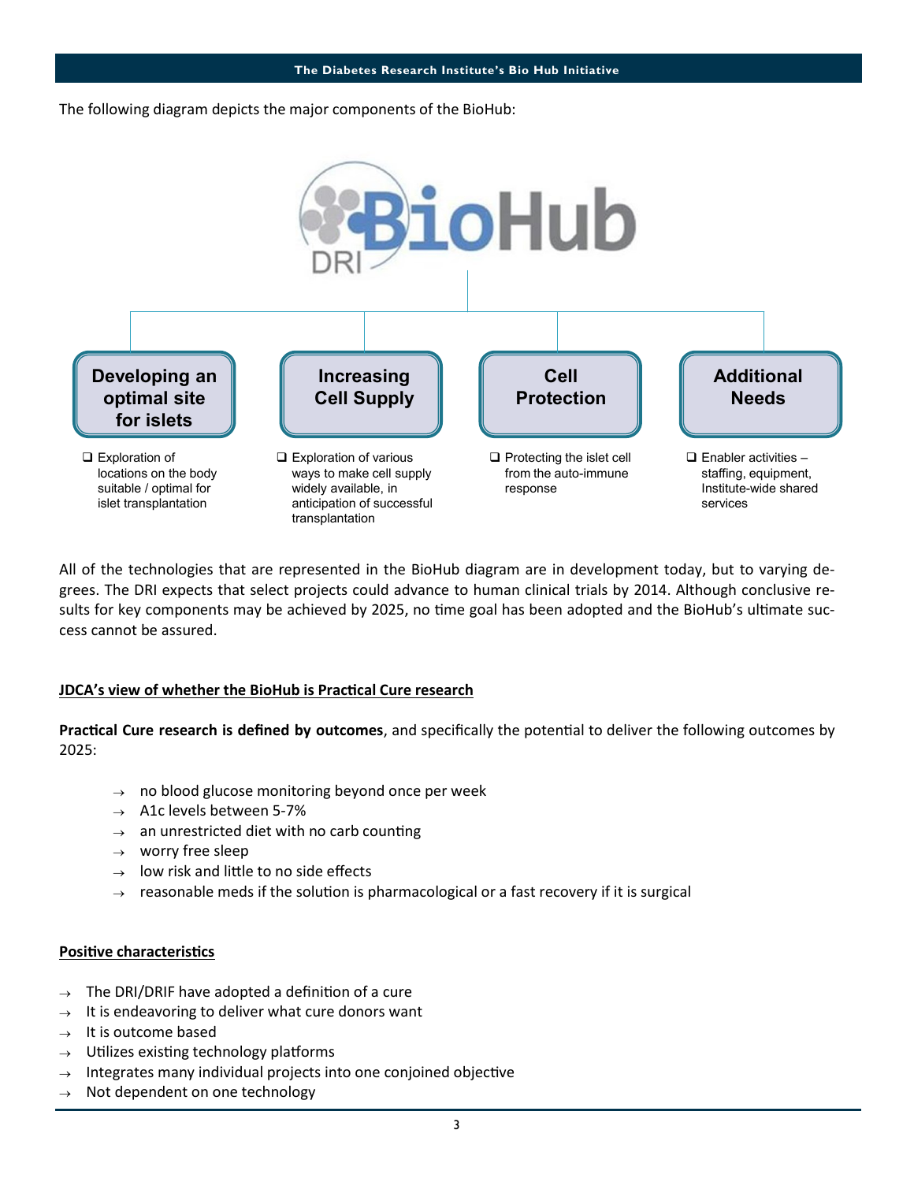The following diagram depicts the major components of the BioHub:

DRI BioHub

**Developing an optimal site for islets**

- Exploration of locations on the body suitable / optimal for islet transplantation

**Increasing Cell Supply**

- Exploration of various ways to make cell supply widely available, in anticipation of successful transplantation

**Cell Protection**

- Protecting the islet cell from the auto-immune response

**Additional Needs**

- Enabler activities – staffing, equipment, Institute-wide shared services

All of the technologies that are represented in the BioHub diagram are in development today, but to varying degrees. The DRI expects that select projects could advance to human clinical trials by 2014. Although conclusive results for key components may be achieved by 2025, no time goal has been adopted and the BioHub's ultimate success cannot be assured.

## JDCA's view of whether the BioHub is Practical Cure research

**Practical Cure research is defined by outcomes**, and specifically the potential to deliver the following outcomes by 2025:

- → no blood glucose monitoring beyond once per week
- → A1c levels between 5-7%
- → an unrestricted diet with no carb counting
- → worry free sleep
- → low risk and little to no side effects
- → reasonable meds if the solution is pharmacological or a fast recovery if it is surgical

## Positive characteristics

- → The DRI/DRIF have adopted a definition of a cure
- → It is endeavoring to deliver what cure donors want
- → It is outcome based
- → Utilizes existing technology platforms
- → Integrates many individual projects into one conjoined objective
- → Not dependent on one technology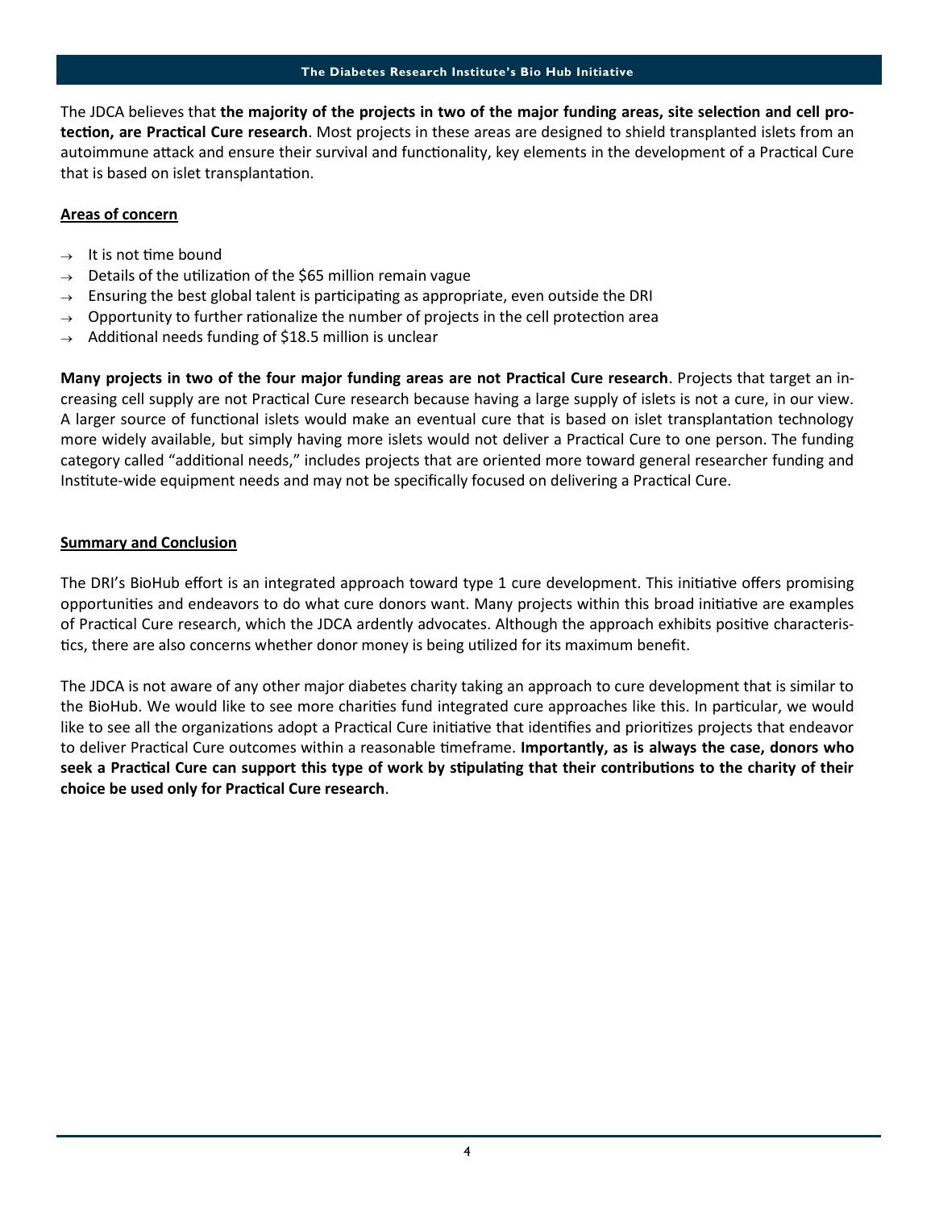The JDCA believes that **the majority of the projects in two of the major funding areas, site selection and cell protection, are Practical Cure research**. Most projects in these areas are designed to shield transplanted islets from an autoimmune attack and ensure their survival and functionality, key elements in the development of a Practical Cure that is based on islet transplantation.

**Areas of concern**

- → It is not time bound
- → Details of the utilization of the $65 million remain vague
- → Ensuring the best global talent is participating as appropriate, even outside the DRI
- → Opportunity to further rationalize the number of projects in the cell protection area
- → Additional needs funding of $18.5 million is unclear

**Many projects in two of the four major funding areas are not Practical Cure research**. Projects that target an increasing cell supply are not Practical Cure research because having a large supply of islets is not a cure, in our view. A larger source of functional islets would make an eventual cure that is based on islet transplantation technology more widely available, but simply having more islets would not deliver a Practical Cure to one person. The funding category called "additional needs," includes projects that are oriented more toward general researcher funding and Institute-wide equipment needs and may not be specifically focused on delivering a Practical Cure.

**Summary and Conclusion**

The DRI's BioHub effort is an integrated approach toward type 1 cure development. This initiative offers promising opportunities and endeavors to do what cure donors want. Many projects within this broad initiative are examples of Practical Cure research, which the JDCA ardently advocates. Although the approach exhibits positive characteristics, there are also concerns whether donor money is being utilized for its maximum benefit.

The JDCA is not aware of any other major diabetes charity taking an approach to cure development that is similar to the BioHub. We would like to see more charities fund integrated cure approaches like this. In particular, we would like to see all the organizations adopt a Practical Cure initiative that identifies and prioritizes projects that endeavor to deliver Practical Cure outcomes within a reasonable timeframe. **Importantly, as is always the case, donors who seek a Practical Cure can support this type of work by stipulating that their contributions to the charity of their choice be used only for Practical Cure research**.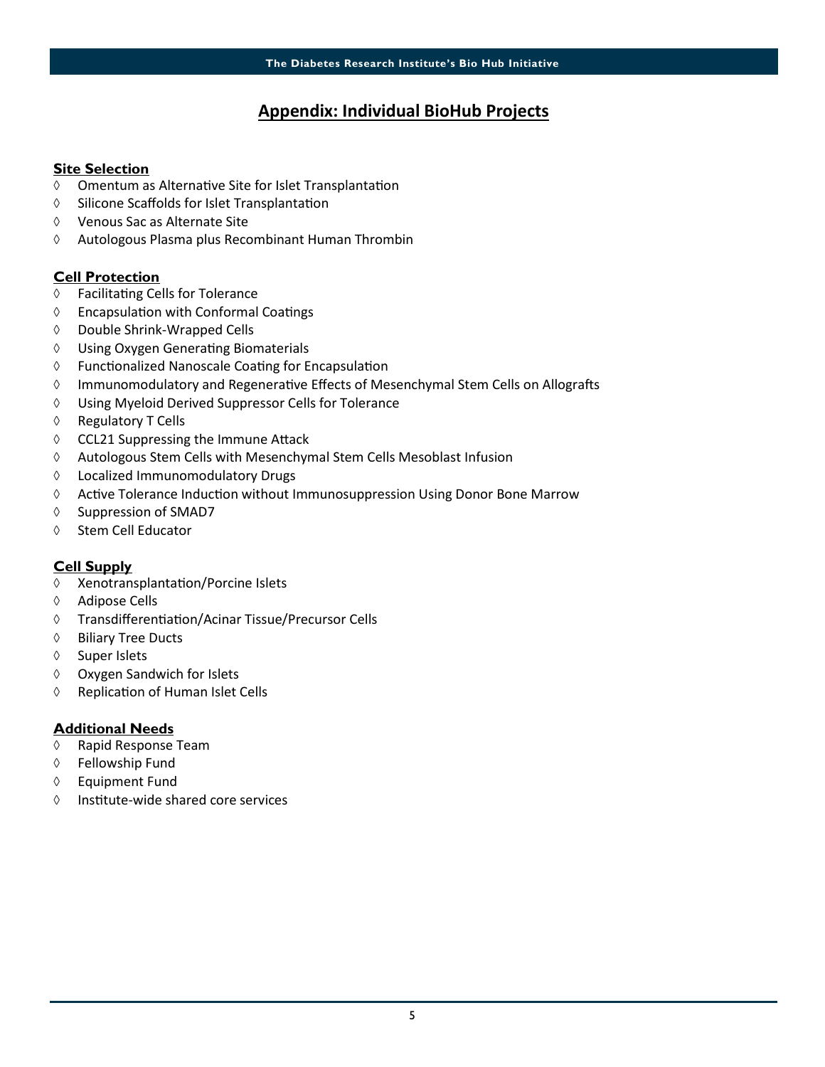# Appendix: Individual BioHub Projects

## Site Selection

- Omentum as Alternative Site for Islet Transplantation
- Silicone Scaffolds for Islet Transplantation
- Venous Sac as Alternate Site
- Autologous Plasma plus Recombinant Human Thrombin

## Cell Protection

- Facilitating Cells for Tolerance
- Encapsulation with Conformal Coatings
- Double Shrink-Wrapped Cells
- Using Oxygen Generating Biomaterials
- Functionalized Nanoscale Coating for Encapsulation
- Immunomodulatory and Regenerative Effects of Mesenchymal Stem Cells on Allografts
- Using Myeloid Derived Suppressor Cells for Tolerance
- Regulatory T Cells
- CCL21 Suppressing the Immune Attack
- Autologous Stem Cells with Mesenchymal Stem Cells Mesoblast Infusion
- Localized Immunomodulatory Drugs
- Active Tolerance Induction without Immunosuppression Using Donor Bone Marrow
- Suppression of SMAD7
- Stem Cell Educator

## Cell Supply

- Xenotransplantation/Porcine Islets
- Adipose Cells
- Transdifferentiation/Acinar Tissue/Precursor Cells
- Biliary Tree Ducts
- Super Islets
- Oxygen Sandwich for Islets
- Replication of Human Islet Cells

## Additional Needs

- Rapid Response Team
- Fellowship Fund
- Equipment Fund
- Institute-wide shared core services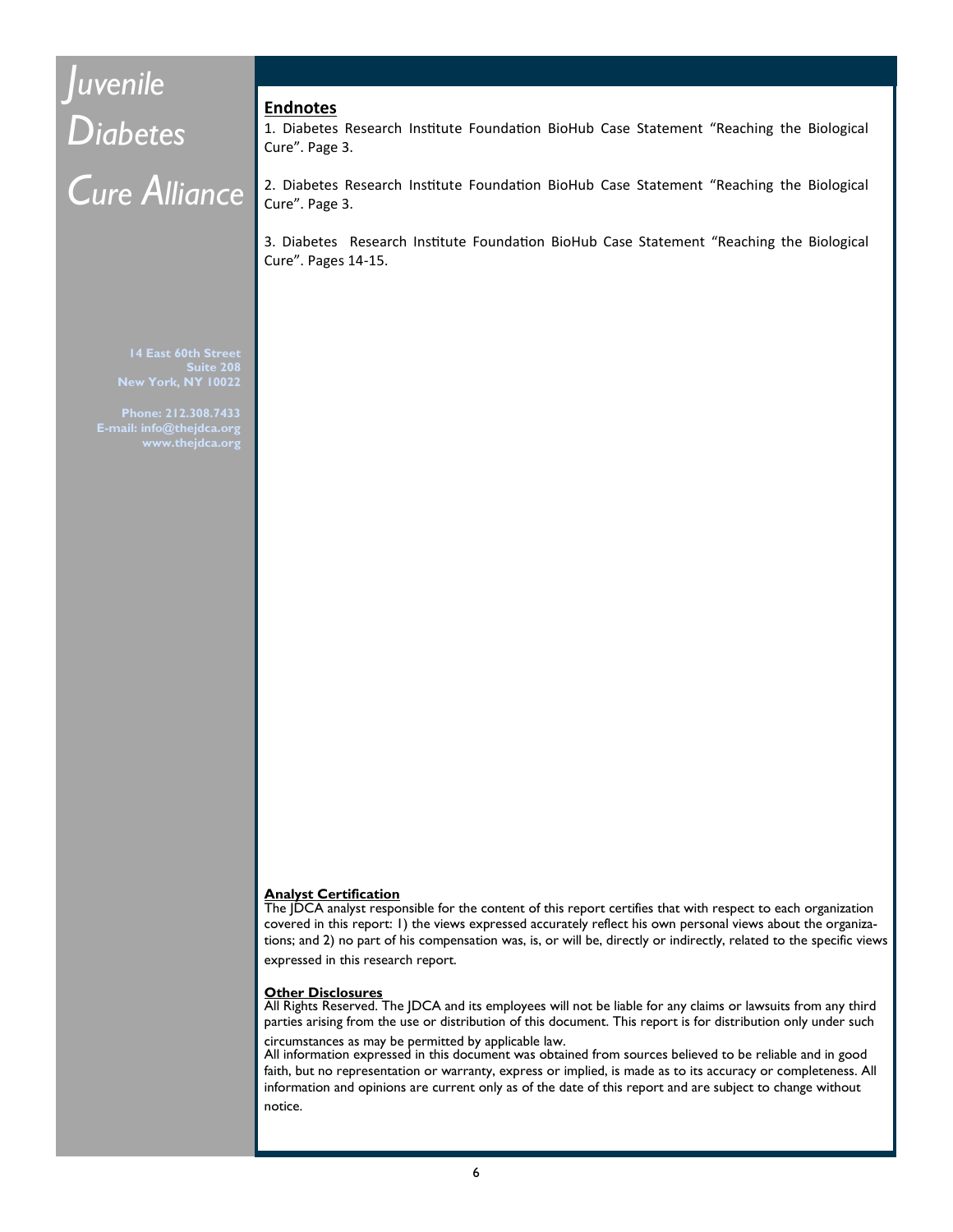# *Juvenile Diabetes Cure Alliance*

**14 East 60th Street**
**Suite 208**
**New York, NY 10022**

**Phone: 212.308.7433**
**E-mail: info@thejdca.org**
**www.thejdca.org**

## Endnotes

1. Diabetes Research Institute Foundation BioHub Case Statement "Reaching the Biological Cure". Page 3.

2. Diabetes Research Institute Foundation BioHub Case Statement "Reaching the Biological Cure". Page 3.

3. Diabetes Research Institute Foundation BioHub Case Statement "Reaching the Biological Cure". Pages 14-15.

**Analyst Certification**

The JDCA analyst responsible for the content of this report certifies that with respect to each organization covered in this report: 1) the views expressed accurately reflect his own personal views about the organizations; and 2) no part of his compensation was, is, or will be, directly or indirectly, related to the specific views expressed in this research report.

**Other Disclosures**

All Rights Reserved. The JDCA and its employees will not be liable for any claims or lawsuits from any third parties arising from the use or distribution of this document. This report is for distribution only under such circumstances as may be permitted by applicable law.

All information expressed in this document was obtained from sources believed to be reliable and in good faith, but no representation or warranty, express or implied, is made as to its accuracy or completeness. All information and opinions are current only as of the date of this report and are subject to change without notice.